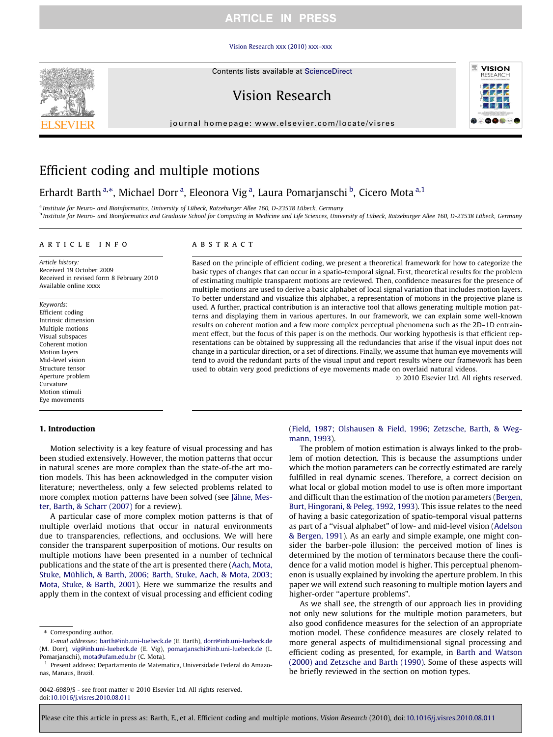# Efficient coding and multiple motions

Erhardt Barth [a,*], Michael Dorr [a], Eleonora Vig [a], Laura Pomarjanschi [b], Cicero Mota [a,1]

[a] Institute for Neuro- and Bioinformatics, University of Lübeck, Ratzeburger Allee 160, D-23538 Lübeck, Germany

[b] Institute for Neuro- and Bioinformatics and Graduate School for Computing in Medicine and Life Sciences, University of Lübeck, Ratzeburger Allee 160, D-23538 Lübeck, Germany

## ARTICLE INFO

*Article history:*
Received 19 October 2009
Received in revised form 8 February 2010
Available online xxxx

*Keywords:*
Efficient coding
Intrinsic dimension
Multiple motions
Visual subspaces
Coherent motion
Motion layers
Mid-level vision
Structure tensor
Aperture problem
Curvature
Motion stimuli
Eye movements

## ABSTRACT

Based on the principle of efficient coding, we present a theoretical framework for how to categorize the basic types of changes that can occur in a spatio-temporal signal. First, theoretical results for the problem of estimating multiple transparent motions are reviewed. Then, confidence measures for the presence of multiple motions are used to derive a basic alphabet of local signal variation that includes motion layers. To better understand and visualize this alphabet, a representation of motions in the projective plane is used. A further, practical contribution is an interactive tool that allows generating multiple motion patterns and displaying them in various apertures. In our framework, we can explain some well-known results on coherent motion and a few more complex perceptual phenomena such as the 2D–1D entrainment effect, but the focus of this paper is on the methods. Our working hypothesis is that efficient representations can be obtained by suppressing all the redundancies that arise if the visual input does not change in a particular direction, or a set of directions. Finally, we assume that human eye movements will tend to avoid the redundant parts of the visual input and report results where our framework has been used to obtain very good predictions of eye movements made on overlaid natural videos.

© 2010 Elsevier Ltd. All rights reserved.

## 1. Introduction

Motion selectivity is a key feature of visual processing and has been studied extensively. However, the motion patterns that occur in natural scenes are more complex than the state-of-the art motion models. This has been acknowledged in the computer vision literature; nevertheless, only a few selected problems related to more complex motion patterns have been solved (see Jähne, Mester, Barth, & Scharr (2007) for a review).

A particular case of more complex motion patterns is that of multiple overlaid motions that occur in natural environments due to transparencies, reflections, and occlusions. We will here consider the transparent superposition of motions. Our results on multiple motions have been presented in a number of technical publications and the state of the art is presented there (Aach, Mota, Stuke, Mühlich, & Barth, 2006; Barth, Stuke, Aach, & Mota, 2003; Mota, Stuke, & Barth, 2001). Here we summarize the results and apply them in the context of visual processing and efficient coding (Field, 1987; Olshausen & Field, 1996; Zetzsche, Barth, & Wegmann, 1993).

The problem of motion estimation is always linked to the problem of motion detection. This is because the assumptions under which the motion parameters can be correctly estimated are rarely fulfilled in real dynamic scenes. Therefore, a correct decision on what local or global motion model to use is often more important and difficult than the estimation of the motion parameters (Bergen, Burt, Hingorani, & Peleg, 1992, 1993). This issue relates to the need of having a basic categorization of spatio-temporal visual patterns as part of a "visual alphabet" of low- and mid-level vision (Adelson & Bergen, 1991). As an early and simple example, one might consider the barber-pole illusion: the perceived motion of lines is determined by the motion of terminators because there the confidence for a valid motion model is higher. This perceptual phenomenon is usually explained by invoking the aperture problem. In this paper we will extend such reasoning to multiple motion layers and higher-order "aperture problems".

As we shall see, the strength of our approach lies in providing not only new solutions for the multiple motion parameters, but also good confidence measures for the selection of an appropriate motion model. These confidence measures are closely related to more general aspects of multidimensional signal processing and efficient coding as presented, for example, in Barth and Watson (2000) and Zetzsche and Barth (1990). Some of these aspects will be briefly reviewed in the section on motion types.

---

* Corresponding author.
*E-mail addresses:* barth@inb.uni-luebeck.de (E. Barth), dorr@inb.uni-luebeck.de (M. Dorr), vig@inb.uni-luebeck.de (E. Vig), pomarjanschi@inb.uni-luebeck.de (L. Pomarjanschi), mota@ufam.edu.br (C. Mota).

[1] Present address: Departamento de Matematica, Universidade Federal do Amazonas, Manaus, Brazil.

0042-6989/$ - see front matter © 2010 Elsevier Ltd. All rights reserved.
doi:10.1016/j.visres.2010.08.011

Please cite this article in press as: Barth, E., et al. Efficient coding and multiple motions. *Vision Research* (2010), doi:10.1016/j.visres.2010.08.011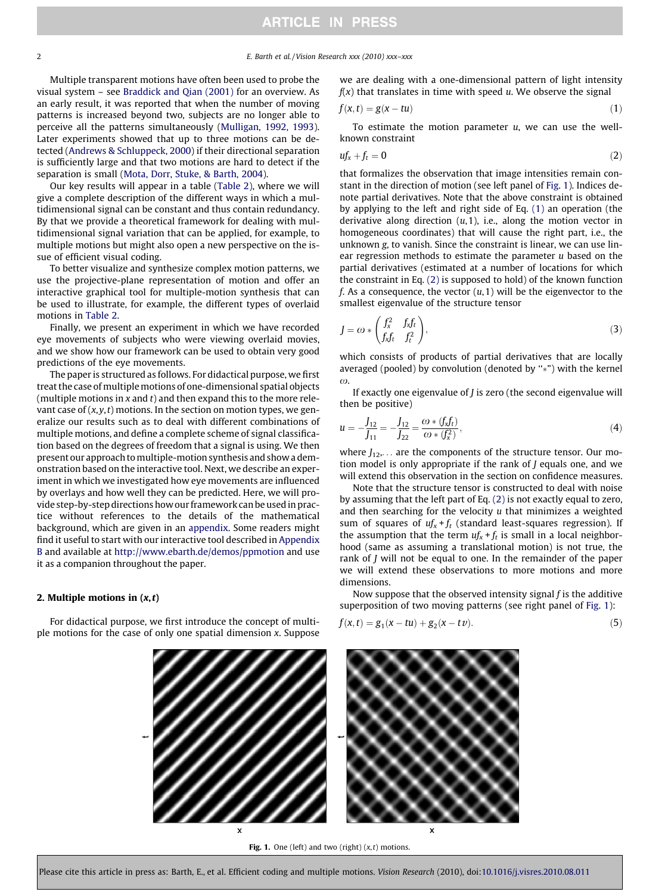Multiple transparent motions have often been used to probe the visual system – see Braddick and Qian (2001) for an overview. As an early result, it was reported that when the number of moving patterns is increased beyond two, subjects are no longer able to perceive all the patterns simultaneously (Mulligan, 1992, 1993). Later experiments showed that up to three motions can be detected (Andrews & Schluppeck, 2000) if their directional separation is sufficiently large and that two motions are hard to detect if the separation is small (Mota, Dorr, Stuke, & Barth, 2004).

Our key results will appear in a table (Table 2), where we will give a complete description of the different ways in which a multidimensional signal can be constant and thus contain redundancy. By that we provide a theoretical framework for dealing with multidimensional signal variation that can be applied, for example, to multiple motions but might also open a new perspective on the issue of efficient visual coding.

To better visualize and synthesize complex motion patterns, we use the projective-plane representation of motion and offer an interactive graphical tool for multiple-motion synthesis that can be used to illustrate, for example, the different types of overlaid motions in Table 2.

Finally, we present an experiment in which we have recorded eye movements of subjects who were viewing overlaid movies, and we show how our framework can be used to obtain very good predictions of the eye movements.

The paper is structured as follows. For didactical purpose, we first treat the case of multiple motions of one-dimensional spatial objects (multiple motions in $x$ and $t$) and then expand this to the more relevant case of $(x,y,t)$ motions. In the section on motion types, we generalize our results such as to deal with different combinations of multiple motions, and define a complete scheme of signal classification based on the degrees of freedom that a signal is using. We then present our approach to multiple-motion synthesis and show a demonstration based on the interactive tool. Next, we describe an experiment in which we investigated how eye movements are influenced by overlays and how well they can be predicted. Here, we will provide step-by-step directions how our framework can be used in practice without references to the details of the mathematical background, which are given in an appendix. Some readers might find it useful to start with our interactive tool described in Appendix B and available at http://www.ebarth.de/demos/ppmotion and use it as a companion throughout the paper.

## 2. Multiple motions in $(x,t)$

For didactical purpose, we first introduce the concept of multiple motions for the case of only one spatial dimension $x$. Suppose we are dealing with a one-dimensional pattern of light intensity $f(x)$ that translates in time with speed $u$. We observe the signal

$$f(x,t) = g(x - tu) \tag{1}$$

To estimate the motion parameter $u$, we can use the well-known constraint

$$uf_x + f_t = 0 \tag{2}$$

that formalizes the observation that image intensities remain constant in the direction of motion (see left panel of Fig. 1). Indices denote partial derivatives. Note that the above constraint is obtained by applying to the left and right side of Eq. (1) an operation (the derivative along direction $(u,1)$, i.e., along the motion vector in homogeneous coordinates) that will cause the right part, i.e., the unknown $g$, to vanish. Since the constraint is linear, we can use linear regression methods to estimate the parameter $u$ based on the partial derivatives (estimated at a number of locations for which the constraint in Eq. (2) is supposed to hold) of the known function $f$. As a consequence, the vector $(u,1)$ will be the eigenvector to the smallest eigenvalue of the structure tensor

$$J = \omega * \begin{pmatrix} f_x^2 & f_x f_t \\ f_x f_t & f_t^2 \end{pmatrix}, \tag{3}$$

which consists of products of partial derivatives that are locally averaged (pooled) by convolution (denoted by "*") with the kernel $\omega$.

If exactly one eigenvalue of $J$ is zero (the second eigenvalue will then be positive)

$$u = -\frac{J_{12}}{J_{11}} = -\frac{J_{12}}{J_{22}} = \frac{\omega * (f_x f_t)}{\omega * (f_x^2)}, \tag{4}$$

where $J_{12}, \ldots$ are the components of the structure tensor. Our motion model is only appropriate if the rank of $J$ equals one, and we will extend this observation in the section on confidence measures.

Note that the structure tensor is constructed to deal with noise by assuming that the left part of Eq. (2) is not exactly equal to zero, and then searching for the velocity $u$ that minimizes a weighted sum of squares of $uf_x + f_t$ (standard least-squares regression). If the assumption that the term $uf_x + f_t$ is small in a local neighborhood (same as assuming a translational motion) is not true, the rank of $J$ will not be equal to one. In the remainder of the paper we will extend these observations to more motions and more dimensions.

Now suppose that the observed intensity signal $f$ is the additive superposition of two moving patterns (see right panel of Fig. 1):

$$f(x,t) = g_1(x - tu) + g_2(x - tv). \tag{5}$$

**Fig. 1.** One (left) and two (right) $(x,t)$ motions.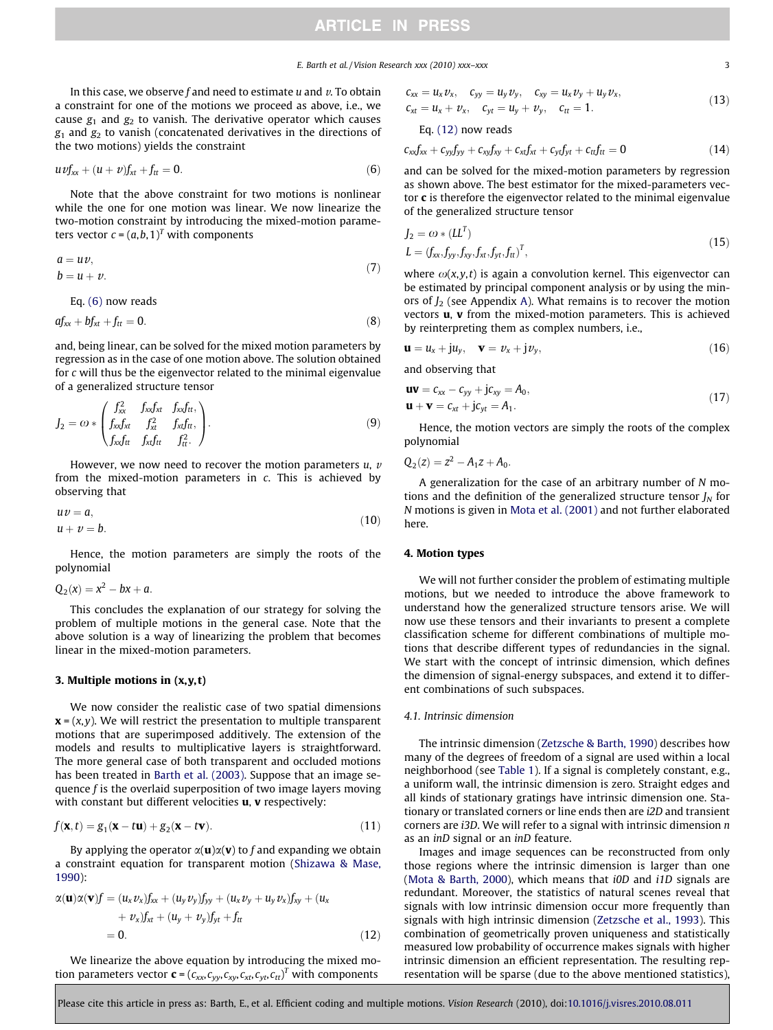In this case, we observe $f$ and need to estimate $u$ and $v$. To obtain a constraint for one of the motions we proceed as above, i.e., we cause $g_1$ and $g_2$ to vanish. The derivative operator which causes $g_1$ and $g_2$ to vanish (concatenated derivatives in the directions of the two motions) yields the constraint

$$uvf_{xx} + (u+v)f_{xt} + f_{tt} = 0. \tag{6}$$

Note that the above constraint for two motions is nonlinear while the one for one motion was linear. We now linearize the two-motion constraint by introducing the mixed-motion parameters vector $c = (a, b, 1)^T$ with components

$$\begin{aligned} a &= uv, \\ b &= u + v. \end{aligned} \tag{7}$$

Eq. (6) now reads

$$af_{xx} + bf_{xt} + f_{tt} = 0. \tag{8}$$

and, being linear, can be solved for the mixed motion parameters by regression as in the case of one motion above. The solution obtained for $c$ will thus be the eigenvector related to the minimal eigenvalue of a generalized structure tensor

$$J_2 = \omega * \begin{pmatrix} f_{xx}^2 & f_{xx}f_{xt} & f_{xx}f_{tt}, \\ f_{xx}f_{xt} & f_{xt}^2 & f_{xt}f_{tt}, \\ f_{xx}f_{tt} & f_{xt}f_{tt} & f_{tt}^2. \end{pmatrix}. \tag{9}$$

However, we now need to recover the motion parameters $u$, $v$ from the mixed-motion parameters in $c$. This is achieved by observing that

$$\begin{aligned} uv &= a, \\ u + v &= b. \end{aligned} \tag{10}$$

Hence, the motion parameters are simply the roots of the polynomial

$$Q_2(x) = x^2 - bx + a.$$

This concludes the explanation of our strategy for solving the problem of multiple motions in the general case. Note that the above solution is a way of linearizing the problem that becomes linear in the mixed-motion parameters.

## 3. Multiple motions in (x,y,t)

We now consider the realistic case of two spatial dimensions $\mathbf{x} = (x, y)$. We will restrict the presentation to multiple transparent motions that are superimposed additively. The extension of the models and results to multiplicative layers is straightforward. The more general case of both transparent and occluded motions has been treated in Barth et al. (2003). Suppose that an image sequence $f$ is the overlaid superposition of two image layers moving with constant but different velocities $\mathbf{u}$, $\mathbf{v}$ respectively:

$$f(\mathbf{x}, t) = g_1(\mathbf{x} - t\mathbf{u}) + g_2(\mathbf{x} - t\mathbf{v}). \tag{11}$$

By applying the operator $\alpha(\mathbf{u})\alpha(\mathbf{v})$ to $f$ and expanding we obtain a constraint equation for transparent motion (Shizawa & Mase, 1990):

$$\begin{aligned} \alpha(\mathbf{u})\alpha(\mathbf{v})f = {} & (u_x v_x)f_{xx} + (u_y v_y)f_{yy} + (u_x v_y + u_y v_x)f_{xy} + (u_x \\ & + v_x)f_{xt} + (u_y + v_y)f_{yt} + f_{tt} \\ = {} & 0. \end{aligned} \tag{12}$$

We linearize the above equation by introducing the mixed motion parameters vector $\mathbf{c} = (c_{xx}, c_{yy}, c_{xy}, c_{xt}, c_{yt}, c_{tt})^T$ with components

$$\begin{aligned} &c_{xx} = u_x v_x, \quad c_{yy} = u_y v_y, \quad c_{xy} = u_x v_y + u_y v_x, \\ &c_{xt} = u_x + v_x, \quad c_{yt} = u_y + v_y, \quad c_{tt} = 1. \end{aligned} \tag{13}$$

Eq. (12) now reads

$$c_{xx}f_{xx} + c_{yy}f_{yy} + c_{xy}f_{xy} + c_{xt}f_{xt} + c_{yt}f_{yt} + c_{tt}f_{tt} = 0 \tag{14}$$

and can be solved for the mixed-motion parameters by regression as shown above. The best estimator for the mixed-parameters vector $\mathbf{c}$ is therefore the eigenvector related to the minimal eigenvalue of the generalized structure tensor

$$\begin{aligned} &J_2 = \omega * (LL^T) \\ &L = (f_{xx}, f_{yy}, f_{xy}, f_{xt}, f_{yt}, f_{tt})^T, \end{aligned} \tag{15}$$

where $\omega(x, y, t)$ is again a convolution kernel. This eigenvector can be estimated by principal component analysis or by using the minors of $J_2$ (see Appendix A). What remains is to recover the motion vectors $\mathbf{u}$, $\mathbf{v}$ from the mixed-motion parameters. This is achieved by reinterpreting them as complex numbers, i.e.,

$$\mathbf{u} = u_x + \mathrm{j}u_y, \quad \mathbf{v} = v_x + \mathrm{j}v_y, \tag{16}$$

and observing that

$$\begin{aligned} \mathbf{uv} &= c_{xx} - c_{yy} + \mathrm{j}c_{xy} = A_0, \\ \mathbf{u} + \mathbf{v} &= c_{xt} + \mathrm{j}c_{yt} = A_1. \end{aligned} \tag{17}$$

Hence, the motion vectors are simply the roots of the complex polynomial

$$Q_2(z) = z^2 - A_1 z + A_0.$$

A generalization for the case of an arbitrary number of $N$ motions and the definition of the generalized structure tensor $J_N$ for $N$ motions is given in Mota et al. (2001) and not further elaborated here.

## 4. Motion types

We will not further consider the problem of estimating multiple motions, but we needed to introduce the above framework to understand how the generalized structure tensors arise. We will now use these tensors and their invariants to present a complete classification scheme for different combinations of multiple motions that describe different types of redundancies in the signal. We start with the concept of intrinsic dimension, which defines the dimension of signal-energy subspaces, and extend it to different combinations of such subspaces.

### 4.1. Intrinsic dimension

The intrinsic dimension (Zetzsche & Barth, 1990) describes how many of the degrees of freedom of a signal are used within a local neighborhood (see Table 1). If a signal is completely constant, e.g., a uniform wall, the intrinsic dimension is zero. Straight edges and all kinds of stationary gratings have intrinsic dimension one. Stationary or translated corners or line ends then are *i2D* and transient corners are *i3D*. We will refer to a signal with intrinsic dimension $n$ as an *inD* signal or an *inD* feature.

Images and image sequences can be reconstructed from only those regions where the intrinsic dimension is larger than one (Mota & Barth, 2000), which means that *i0D* and *i1D* signals are redundant. Moreover, the statistics of natural scenes reveal that signals with low intrinsic dimension occur more frequently than signals with high intrinsic dimension (Zetzsche et al., 1993). This combination of geometrically proven uniqueness and statistically measured low probability of occurrence makes signals with higher intrinsic dimension an efficient representation. The resulting representation will be sparse (due to the above mentioned statistics),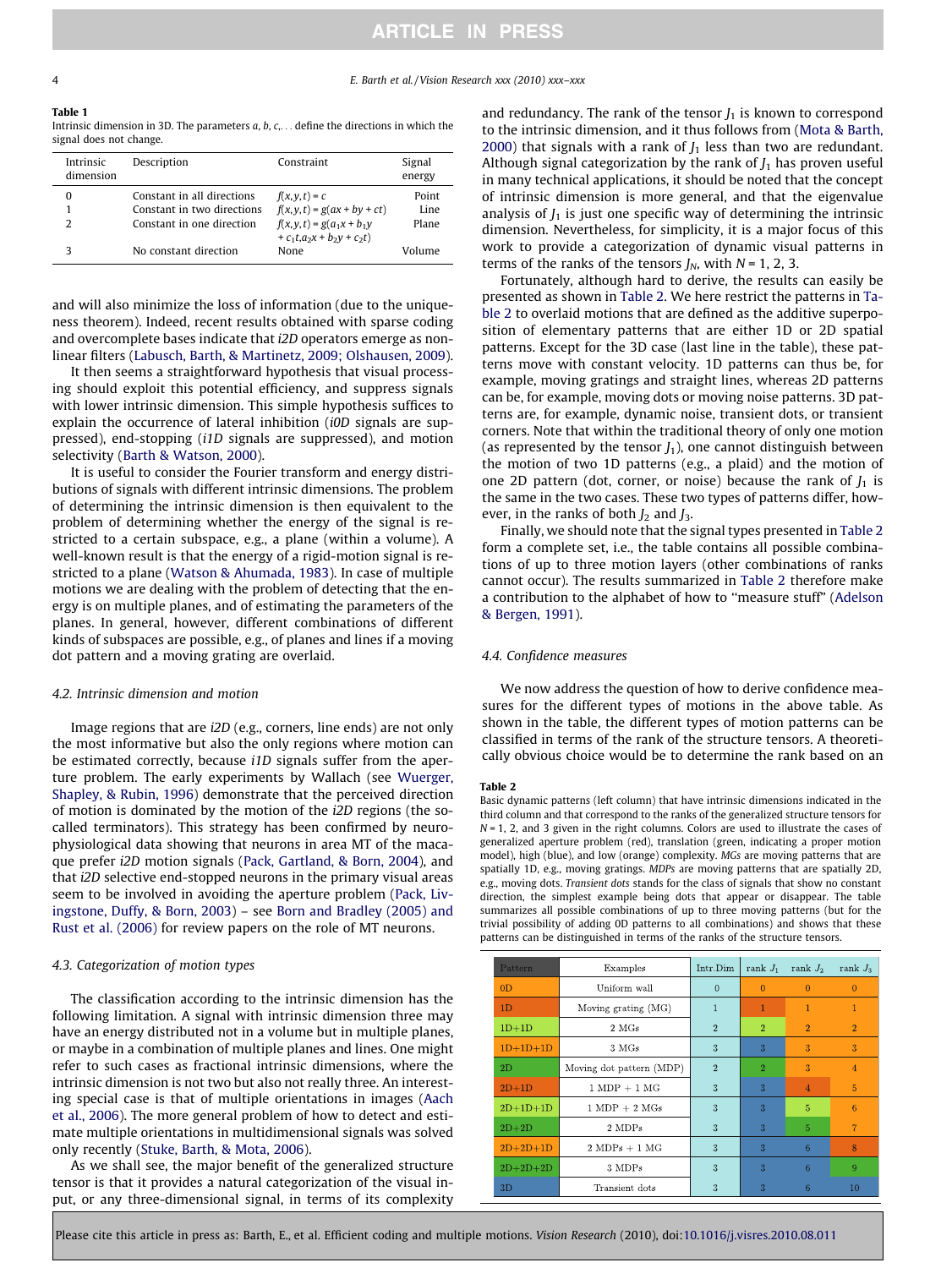**Table 1**
Intrinsic dimension in 3D. The parameters $a$, $b$, $c$,... define the directions in which the signal does not change.

| Intrinsic dimension | Description | Constraint | Signal energy |
|---|---|---|---|
| 0 | Constant in all directions | $f(x,y,t) = c$ | Point |
| 1 | Constant in two directions | $f(x,y,t) = g(ax + by + ct)$ | Line |
| 2 | Constant in one direction | $f(x,y,t) = g(a_1x + b_1y + c_1t, a_2x + b_2y + c_2t)$ | Plane |
| 3 | No constant direction | None | Volume |

and will also minimize the loss of information (due to the uniqueness theorem). Indeed, recent results obtained with sparse coding and overcomplete bases indicate that *i2D* operators emerge as nonlinear filters (Labusch, Barth, & Martinetz, 2009; Olshausen, 2009).

It then seems a straightforward hypothesis that visual processing should exploit this potential efficiency, and suppress signals with lower intrinsic dimension. This simple hypothesis suffices to explain the occurrence of lateral inhibition (*i0D* signals are suppressed), end-stopping (*i1D* signals are suppressed), and motion selectivity (Barth & Watson, 2000).

It is useful to consider the Fourier transform and energy distributions of signals with different intrinsic dimensions. The problem of determining the intrinsic dimension is then equivalent to the problem of determining whether the energy of the signal is restricted to a certain subspace, e.g., a plane (within a volume). A well-known result is that the energy of a rigid-motion signal is restricted to a plane (Watson & Ahumada, 1983). In case of multiple motions we are dealing with the problem of detecting that the energy is on multiple planes, and of estimating the parameters of the planes. In general, however, different combinations of different kinds of subspaces are possible, e.g., of planes and lines if a moving dot pattern and a moving grating are overlaid.

### 4.2. Intrinsic dimension and motion

Image regions that are *i2D* (e.g., corners, line ends) are not only the most informative but also the only regions where motion can be estimated correctly, because *i1D* signals suffer from the aperture problem. The early experiments by Wallach (see Wuerger, Shapley, & Rubin, 1996) demonstrate that the perceived direction of motion is dominated by the motion of the *i2D* regions (the so-called terminators). This strategy has been confirmed by neurophysiological data showing that neurons in area MT of the macaque prefer *i2D* motion signals (Pack, Gartland, & Born, 2004), and that *i2D* selective end-stopped neurons in the primary visual areas seem to be involved in avoiding the aperture problem (Pack, Livingstone, Duffy, & Born, 2003) – see Born and Bradley (2005) and Rust et al. (2006) for review papers on the role of MT neurons.

### 4.3. Categorization of motion types

The classification according to the intrinsic dimension has the following limitation. A signal with intrinsic dimension three may have an energy distributed not in a volume but in multiple planes, or maybe in a combination of multiple planes and lines. One might refer to such cases as fractional intrinsic dimensions, where the intrinsic dimension is not two but also not really three. An interesting special case is that of multiple orientations in images (Aach et al., 2006). The more general problem of how to detect and estimate multiple orientations in multidimensional signals was solved only recently (Stuke, Barth, & Mota, 2006).

As we shall see, the major benefit of the generalized structure tensor is that it provides a natural categorization of the visual input, or any three-dimensional signal, in terms of its complexity and redundancy. The rank of the tensor $J_1$ is known to correspond to the intrinsic dimension, and it thus follows from (Mota & Barth, 2000) that signals with a rank of $J_1$ less than two are redundant. Although signal categorization by the rank of $J_1$ has proven useful in many technical applications, it should be noted that the concept of intrinsic dimension is more general, and that the eigenvalue analysis of $J_1$ is just one specific way of determining the intrinsic dimension. Nevertheless, for simplicity, it is a major focus of this work to provide a categorization of dynamic visual patterns in terms of the ranks of the tensors $J_N$, with $N = 1, 2, 3$.

Fortunately, although hard to derive, the results can easily be presented as shown in Table 2. We here restrict the patterns in Table 2 to overlaid motions that are defined as the additive superposition of elementary patterns that are either 1D or 2D spatial patterns. Except for the 3D case (last line in the table), these patterns move with constant velocity. 1D patterns can thus be, for example, moving gratings and straight lines, whereas 2D patterns can be, for example, moving dots or moving noise patterns. 3D patterns are, for example, dynamic noise, transient dots, or transient corners. Note that within the traditional theory of only one motion (as represented by the tensor $J_1$), one cannot distinguish between the motion of two 1D patterns (e.g., a plaid) and the motion of one 2D pattern (dot, corner, or noise) because the rank of $J_1$ is the same in the two cases. These two types of patterns differ, however, in the ranks of both $J_2$ and $J_3$.

Finally, we should note that the signal types presented in Table 2 form a complete set, i.e., the table contains all possible combinations of up to three motion layers (other combinations of ranks cannot occur). The results summarized in Table 2 therefore make a contribution to the alphabet of how to "measure stuff" (Adelson & Bergen, 1991).

### 4.4. Confidence measures

We now address the question of how to derive confidence measures for the different types of motions in the above table. As shown in the table, the different types of motion patterns can be classified in terms of the rank of the structure tensors. A theoretically obvious choice would be to determine the rank based on an

**Table 2**
Basic dynamic patterns (left column) that have intrinsic dimensions indicated in the third column and that correspond to the ranks of the generalized structure tensors for $N = 1$, 2, and 3 given in the right columns. Colors are used to illustrate the cases of generalized aperture problem (red), translation (green, indicating a proper motion model), high (blue), and low (orange) complexity. *MGs* are moving patterns that are spatially 1D, e.g., moving gratings. *MDPs* are moving patterns that are spatially 2D, e.g., moving dots. *Transient dots* stands for the class of signals that show no constant direction, the simplest example being dots that appear or disappear. The table summarizes all possible combinations of up to three moving patterns (but for the trivial possibility of adding 0D patterns to all combinations) and shows that these patterns can be distinguished in terms of the ranks of the structure tensors.

| Pattern | Examples | Intr.Dim | rank $J_1$ | rank $J_2$ | rank $J_3$ |
|---|---|---|---|---|---|
| 0D | Uniform wall | 0 | 0 | 0 | 0 |
| 1D | Moving grating (MG) | 1 | 1 | 1 | 1 |
| 1D+1D | 2 MGs | 2 | 2 | 2 | 2 |
| 1D+1D+1D | 3 MGs | 3 | 3 | 3 | 3 |
| 2D | Moving dot pattern (MDP) | 2 | 2 | 3 | 4 |
| 2D+1D | 1 MDP + 1 MG | 3 | 3 | 4 | 5 |
| 2D+1D+1D | 1 MDP + 2 MGs | 3 | 3 | 5 | 6 |
| 2D+2D | 2 MDPs | 3 | 3 | 5 | 7 |
| 2D+2D+1D | 2 MDPs + 1 MG | 3 | 3 | 6 | 8 |
| 2D+2D+2D | 3 MDPs | 3 | 3 | 6 | 9 |
| 3D | Transient dots | 3 | 3 | 6 | 10 |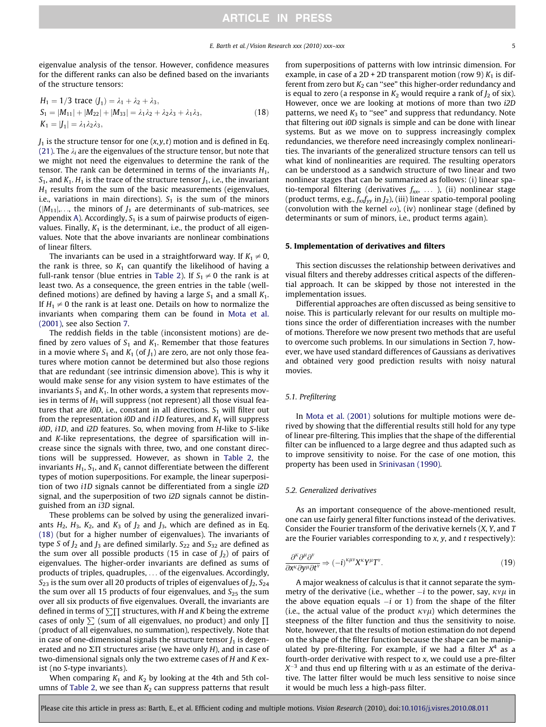eigenvalue analysis of the tensor. However, confidence measures for the different ranks can also be defined based on the invariants of the structure tensors:

$$
\begin{aligned}
H_1 &= 1/3 \text{ trace } (J_1) = \lambda_1 + \lambda_2 + \lambda_3, \\
S_1 &= |M_{11}| + |M_{22}| + |M_{33}| = \lambda_1\lambda_2 + \lambda_2\lambda_3 + \lambda_1\lambda_3, \\
K_1 &= |J_1| = \lambda_1\lambda_2\lambda_3,
\end{aligned}
\tag{18}
$$

$J_1$ is the structure tensor for one $(x, y, t)$ motion and is defined in Eq. (21). The $\lambda_i$ are the eigenvalues of the structure tensor, but note that we might not need the eigenvalues to determine the rank of the tensor. The rank can be determined in terms of the invariants $H_1$, $S_1$, and $K_1$. $H_1$ is the trace of the structure tensor $J_1$, i.e., the invariant $H_1$ results from the sum of the basic measurements (eigenvalues, i.e., variations in main directions). $S_1$ is the sum of the minors ($|M_{11}|, \ldots$, the minors of $J_1$ are determinants of sub-matrices, see Appendix A). Accordingly, $S_1$ is a sum of pairwise products of eigenvalues. Finally, $K_1$ is the determinant, i.e., the product of all eigenvalues. Note that the above invariants are nonlinear combinations of linear filters.

The invariants can be used in a straightforward way. If $K_1 \neq 0$, the rank is three, so $K_1$ can quantify the likelihood of having a full-rank tensor (blue entries in Table 2). If $S_1 \neq 0$ the rank is at least two. As a consequence, the green entries in the table (well-defined motions) are defined by having a large $S_1$ and a small $K_1$. If $H_1 \neq 0$ the rank is at least one. Details on how to normalize the invariants when comparing them can be found in Mota et al. (2001), see also Section 7.

The reddish fields in the table (inconsistent motions) are defined by zero values of $S_1$ and $K_1$. Remember that those features in a movie where $S_1$ and $K_1$ (of $J_1$) are zero, are not only those features where motion cannot be determined but also those regions that are redundant (see intrinsic dimension above). This is why it would make sense for any vision system to have estimates of the invariants $S_1$ and $K_1$. In other words, a system that represents movies in terms of $H_1$ will suppress (not represent) all those visual features that are *i0D*, i.e., constant in all directions. $S_1$ will filter out from the representation *i0D* and *i1D* features, and $K_1$ will suppress *i0D*, *i1D*, and *i2D* features. So, when moving from *H*-like to *S*-like and *K*-like representations, the degree of sparsification will increase since the signals with three, two, and one constant directions will be suppressed. However, as shown in Table 2, the invariants $H_1$, $S_1$, and $K_1$ cannot differentiate between the different types of motion superpositions. For example, the linear superposition of two *i1D* signals cannot be differentiated from a single *i2D* signal, and the superposition of two *i2D* signals cannot be distinguished from an *i3D* signal.

These problems can be solved by using the generalized invariants $H_2$, $H_3$, $K_2$, and $K_3$ of $J_2$ and $J_3$, which are defined as in Eq. (18) (but for a higher number of eigenvalues). The invariants of type *S* of $J_2$ and $J_3$ are defined similarly. $S_{22}$ and $S_{32}$ are defined as the sum over all possible products (15 in case of $J_2$) of pairs of eigenvalues. The higher-order invariants are defined as sums of products of triples, quadruples, ... of the eigenvalues. Accordingly, $S_{23}$ is the sum over all 20 products of triples of eigenvalues of $J_2$, $S_{24}$ the sum over all 15 products of four eigenvalues, and $S_{25}$ the sum over all six products of five eigenvalues. Overall, the invariants are defined in terms of $\sum\prod$ structures, with *H* and *K* being the extreme cases of only $\sum$ (sum of all eigenvalues, no product) and only $\prod$ (product of all eigenvalues, no summation), respectively. Note that in case of one-dimensional signals the structure tensor $J_1$ is degenerated and no $\Sigma\Pi$ structures arise (we have only *H*), and in case of two-dimensional signals only the two extreme cases of *H* and *K* exist (no *S*-type invariants).

When comparing $K_1$ and $K_2$ by looking at the 4th and 5th columns of Table 2, we see than $K_2$ can suppress patterns that result from superpositions of patterns with low intrinsic dimension. For example, in case of a 2D + 2D transparent motion (row 9) $K_1$ is different from zero but $K_2$ can "see" this higher-order redundancy and is equal to zero (a response in $K_2$ would require a rank of $J_2$ of six). However, once we are looking at motions of more than two *i2D* patterns, we need $K_3$ to "see" and suppress that redundancy. Note that filtering out *i0D* signals is simple and can be done with linear systems. But as we move on to suppress increasingly complex redundancies, we therefore need increasingly complex nonlinearities. The invariants of the generalized structure tensors can tell us what kind of nonlinearities are required. The resulting operators can be understood as a sandwich structure of two linear and two nonlinear stages that can be summarized as follows: (i) linear spatio-temporal filtering (derivatives $f_{xx}, \ldots$), (ii) nonlinear stage (product terms, e.g., $f_{xx}f_{yy}$ in $J_2$), (iii) linear spatio-temporal pooling (convolution with the kernel $\omega$), (iv) nonlinear stage (defined by determinants or sum of minors, i.e., product terms again).

## 5. Implementation of derivatives and filters

This section discusses the relationship between derivatives and visual filters and thereby addresses critical aspects of the differential approach. It can be skipped by those not interested in the implementation issues.

Differential approaches are often discussed as being sensitive to noise. This is particularly relevant for our results on multiple motions since the order of differentiation increases with the number of motions. Therefore we now present two methods that are useful to overcome such problems. In our simulations in Section 7, however, we have used standard differences of Gaussians as derivatives and obtained very good prediction results with noisy natural movies.

### 5.1. Prefiltering

In Mota et al. (2001) solutions for multiple motions were derived by showing that the differential results still hold for any type of linear pre-filtering. This implies that the shape of the differential filter can be influenced to a large degree and thus adapted such as to improve sensitivity to noise. For the case of one motion, this property has been used in Srinivasan (1990).

### 5.2. Generalized derivatives

As an important consequence of the above-mentioned result, one can use fairly general filter functions instead of the derivatives. Consider the Fourier transform of the derivative kernels (*X*, *Y*, and *T* are the Fourier variables corresponding to *x*, *y*, and *t* respectively):

$$
\frac{\partial^\kappa \partial^\mu \partial^\nu}{\partial x^\kappa \partial y^\mu \partial t^\nu} \Rightarrow (-i)^{\kappa\mu\nu} X^\kappa Y^\mu T^\nu. \tag{19}
$$

A major weakness of calculus is that it cannot separate the symmetry of the derivative (i.e., whether $-i$ to the power, say, $\kappa\nu\mu$ in the above equation equals $-i$ or 1) from the shape of the filter (i.e., the actual value of the product $\kappa\nu\mu$) which determines the steepness of the filter function and thus the sensitivity to noise. Note, however, that the results of motion estimation do not depend on the shape of the filter function because the shape can be manipulated by pre-filtering. For example, if we had a filter $X^4$ as a fourth-order derivative with respect to *x*, we could use a pre-filter $X^{-3}$ and thus end up filtering with *u* as an estimate of the derivative. The latter filter would be much less sensitive to noise since it would be much less a high-pass filter.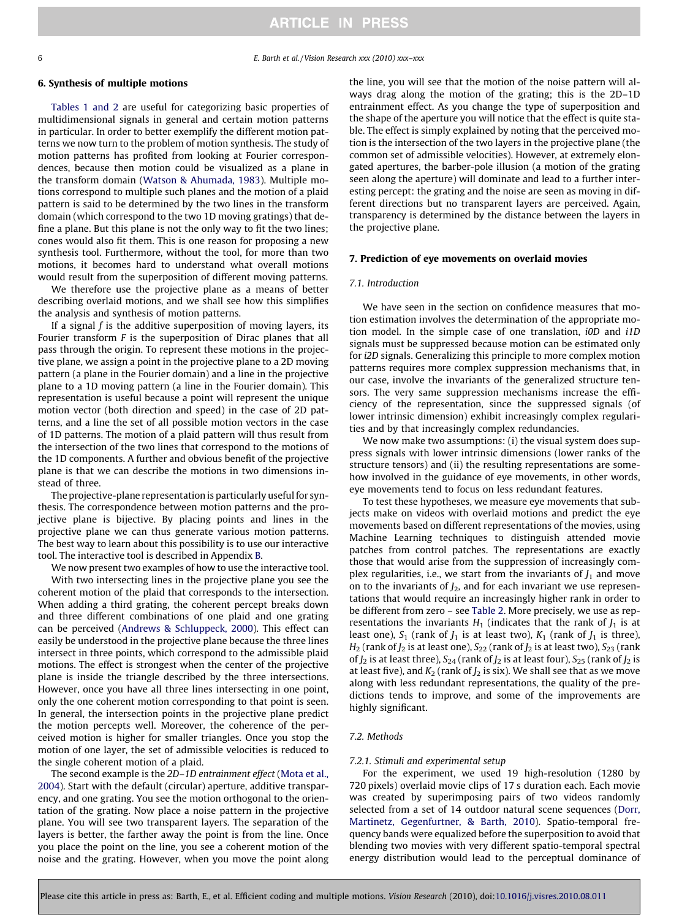## 6. Synthesis of multiple motions

Tables 1 and 2 are useful for categorizing basic properties of multidimensional signals in general and certain motion patterns in particular. In order to better exemplify the different motion patterns we now turn to the problem of motion synthesis. The study of motion patterns has profited from looking at Fourier correspondences, because then motion could be visualized as a plane in the transform domain (Watson & Ahumada, 1983). Multiple motions correspond to multiple such planes and the motion of a plaid pattern is said to be determined by the two lines in the transform domain (which correspond to the two 1D moving gratings) that define a plane. But this plane is not the only way to fit the two lines; cones would also fit them. This is one reason for proposing a new synthesis tool. Furthermore, without the tool, for more than two motions, it becomes hard to understand what overall motions would result from the superposition of different moving patterns.

We therefore use the projective plane as a means of better describing overlaid motions, and we shall see how this simplifies the analysis and synthesis of motion patterns.

If a signal $f$ is the additive superposition of moving layers, its Fourier transform $F$ is the superposition of Dirac planes that all pass through the origin. To represent these motions in the projective plane, we assign a point in the projective plane to a 2D moving pattern (a plane in the Fourier domain) and a line in the projective plane to a 1D moving pattern (a line in the Fourier domain). This representation is useful because a point will represent the unique motion vector (both direction and speed) in the case of 2D patterns, and a line the set of all possible motion vectors in the case of 1D patterns. The motion of a plaid pattern will thus result from the intersection of the two lines that correspond to the motions of the 1D components. A further and obvious benefit of the projective plane is that we can describe the motions in two dimensions instead of three.

The projective-plane representation is particularly useful for synthesis. The correspondence between motion patterns and the projective plane is bijective. By placing points and lines in the projective plane we can thus generate various motion patterns. The best way to learn about this possibility is to use our interactive tool. The interactive tool is described in Appendix B.

We now present two examples of how to use the interactive tool.

With two intersecting lines in the projective plane you see the coherent motion of the plaid that corresponds to the intersection. When adding a third grating, the coherent percept breaks down and three different combinations of one plaid and one grating can be perceived (Andrews & Schluppeck, 2000). This effect can easily be understood in the projective plane because the three lines intersect in three points, which correspond to the admissible plaid motions. The effect is strongest when the center of the projective plane is inside the triangle described by the three intersections. However, once you have all three lines intersecting in one point, only the one coherent motion corresponding to that point is seen. In general, the intersection points in the projective plane predict the motion percepts well. Moreover, the coherence of the perceived motion is higher for smaller triangles. Once you stop the motion of one layer, the set of admissible velocities is reduced to the single coherent motion of a plaid.

The second example is the *2D–1D entrainment effect* (Mota et al., 2004). Start with the default (circular) aperture, additive transparency, and one grating. You see the motion orthogonal to the orientation of the grating. Now place a noise pattern in the projective plane. You will see two transparent layers. The separation of the layers is better, the farther away the point is from the line. Once you place the point on the line, you see a coherent motion of the noise and the grating. However, when you move the point along the line, you will see that the motion of the noise pattern will always drag along the motion of the grating; this is the 2D–1D entrainment effect. As you change the type of superposition and the shape of the aperture you will notice that the effect is quite stable. The effect is simply explained by noting that the perceived motion is the intersection of the two layers in the projective plane (the common set of admissible velocities). However, at extremely elongated apertures, the barber-pole illusion (a motion of the grating seen along the aperture) will dominate and lead to a further interesting percept: the grating and the noise are seen as moving in different directions but no transparent layers are perceived. Again, transparency is determined by the distance between the layers in the projective plane.

## 7. Prediction of eye movements on overlaid movies

### 7.1. Introduction

We have seen in the section on confidence measures that motion estimation involves the determination of the appropriate motion model. In the simple case of one translation, *i0D* and *i1D* signals must be suppressed because motion can be estimated only for *i2D* signals. Generalizing this principle to more complex motion patterns requires more complex suppression mechanisms that, in our case, involve the invariants of the generalized structure tensors. The very same suppression mechanisms increase the efficiency of the representation, since the suppressed signals (of lower intrinsic dimension) exhibit increasingly complex regularities and by that increasingly complex redundancies.

We now make two assumptions: (i) the visual system does suppress signals with lower intrinsic dimensions (lower ranks of the structure tensors) and (ii) the resulting representations are somehow involved in the guidance of eye movements, in other words, eye movements tend to focus on less redundant features.

To test these hypotheses, we measure eye movements that subjects make on videos with overlaid motions and predict the eye movements based on different representations of the movies, using Machine Learning techniques to distinguish attended movie patches from control patches. The representations are exactly those that would arise from the suppression of increasingly complex regularities, i.e., we start from the invariants of $J_1$ and move on to the invariants of $J_2$, and for each invariant we use representations that would require an increasingly higher rank in order to be different from zero – see Table 2. More precisely, we use as representations the invariants $H_1$ (indicates that the rank of $J_1$ is at least one), $S_1$ (rank of $J_1$ is at least two), $K_1$ (rank of $J_1$ is three), $H_2$ (rank of $J_2$ is at least one), $S_{22}$ (rank of $J_2$ is at least two), $S_{23}$ (rank of $J_2$ is at least three), $S_{24}$ (rank of $J_2$ is at least four), $S_{25}$ (rank of $J_2$ is at least five), and $K_2$ (rank of $J_2$ is six). We shall see that as we move along with less redundant representations, the quality of the predictions tends to improve, and some of the improvements are highly significant.

### 7.2. Methods

#### 7.2.1. Stimuli and experimental setup

For the experiment, we used 19 high-resolution (1280 by 720 pixels) overlaid movie clips of 17 s duration each. Each movie was created by superimposing pairs of two videos randomly selected from a set of 14 outdoor natural scene sequences (Dorr, Martinetz, Gegenfurtner, & Barth, 2010). Spatio-temporal frequency bands were equalized before the superposition to avoid that blending two movies with very different spatio-temporal spectral energy distribution would lead to the perceptual dominance of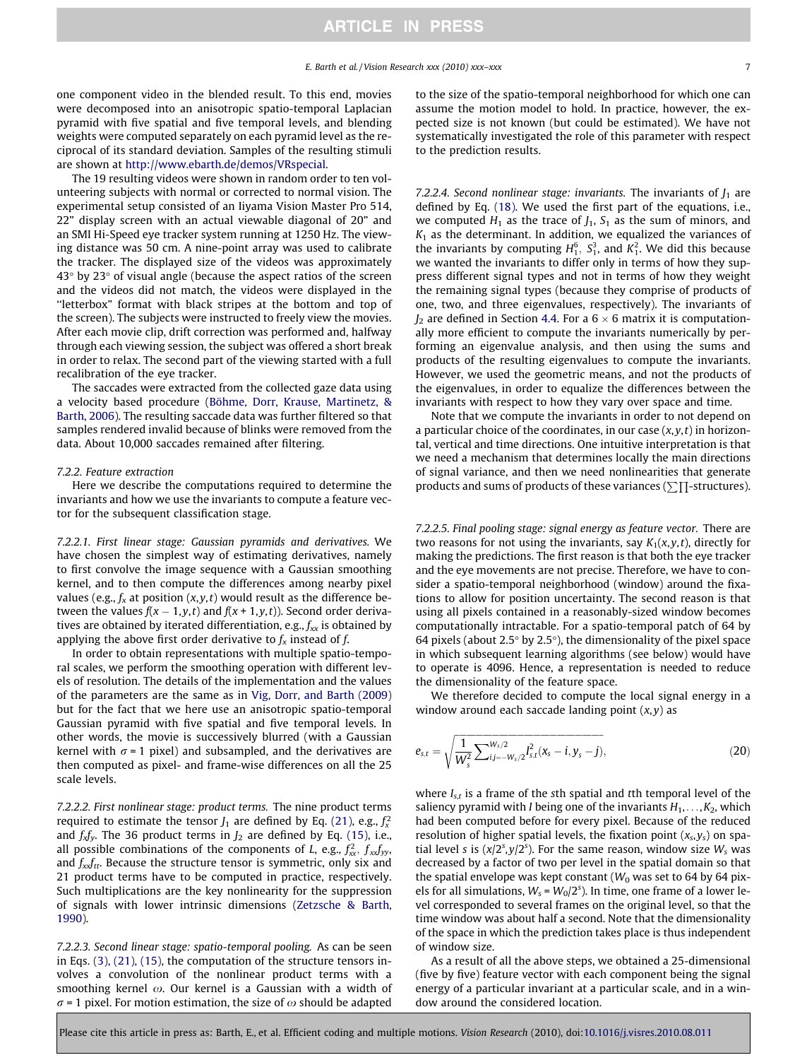one component video in the blended result. To this end, movies were decomposed into an anisotropic spatio-temporal Laplacian pyramid with five spatial and five temporal levels, and blending weights were computed separately on each pyramid level as the reciprocal of its standard deviation. Samples of the resulting stimuli are shown at http://www.ebarth.de/demos/VRspecial.

The 19 resulting videos were shown in random order to ten volunteering subjects with normal or corrected to normal vision. The experimental setup consisted of an Iiyama Vision Master Pro 514, 22″ display screen with an actual viewable diagonal of 20″ and an SMI Hi-Speed eye tracker system running at 1250 Hz. The viewing distance was 50 cm. A nine-point array was used to calibrate the tracker. The displayed size of the videos was approximately 43° by 23° of visual angle (because the aspect ratios of the screen and the videos did not match, the videos were displayed in the "letterbox" format with black stripes at the bottom and top of the screen). The subjects were instructed to freely view the movies. After each movie clip, drift correction was performed and, halfway through each viewing session, the subject was offered a short break in order to relax. The second part of the viewing started with a full recalibration of the eye tracker.

The saccades were extracted from the collected gaze data using a velocity based procedure (Böhme, Dorr, Krause, Martinetz, & Barth, 2006). The resulting saccade data was further filtered so that samples rendered invalid because of blinks were removed from the data. About 10,000 saccades remained after filtering.

#### 7.2.2. Feature extraction

Here we describe the computations required to determine the invariants and how we use the invariants to compute a feature vector for the subsequent classification stage.

*7.2.2.1. First linear stage: Gaussian pyramids and derivatives.* We have chosen the simplest way of estimating derivatives, namely to first convolve the image sequence with a Gaussian smoothing kernel, and to then compute the differences among nearby pixel values (e.g., $f_x$ at position $(x,y,t)$ would result as the difference between the values $f(x-1,y,t)$ and $f(x+1,y,t)$). Second order derivatives are obtained by iterated differentiation, e.g., $f_{xx}$ is obtained by applying the above first order derivative to $f_x$ instead of $f$.

In order to obtain representations with multiple spatio-temporal scales, we perform the smoothing operation with different levels of resolution. The details of the implementation and the values of the parameters are the same as in Vig, Dorr, and Barth (2009) but for the fact that we here use an anisotropic spatio-temporal Gaussian pyramid with five spatial and five temporal levels. In other words, the movie is successively blurred (with a Gaussian kernel with $\sigma = 1$ pixel) and subsampled, and the derivatives are then computed as pixel- and frame-wise differences on all the 25 scale levels.

*7.2.2.2. First nonlinear stage: product terms.* The nine product terms required to estimate the tensor $J_1$ are defined by Eq. (21), e.g., $f_x^2$ and $f_x f_y$. The 36 product terms in $J_2$ are defined by Eq. (15), i.e., all possible combinations of the components of $L$, e.g., $f_{xx}^2$, $f_{xx}f_{yy}$, and $f_{xx}f_{tt}$. Because the structure tensor is symmetric, only six and 21 product terms have to be computed in practice, respectively. Such multiplications are the key nonlinearity for the suppression of signals with lower intrinsic dimensions (Zetzsche & Barth, 1990).

*7.2.2.3. Second linear stage: spatio-temporal pooling.* As can be seen in Eqs. (3), (21), (15), the computation of the structure tensors involves a convolution of the nonlinear product terms with a smoothing kernel $\omega$. Our kernel is a Gaussian with a width of $\sigma = 1$ pixel. For motion estimation, the size of $\omega$ should be adapted to the size of the spatio-temporal neighborhood for which one can assume the motion model to hold. In practice, however, the expected size is not known (but could be estimated). We have not systematically investigated the role of this parameter with respect to the prediction results.

*7.2.2.4. Second nonlinear stage: invariants.* The invariants of $J_1$ are defined by Eq. (18). We used the first part of the equations, i.e., we computed $H_1$ as the trace of $J_1$, $S_1$ as the sum of minors, and $K_1$ as the determinant. In addition, we equalized the variances of the invariants by computing $H_1^6$, $S_1^3$, and $K_1^2$. We did this because we wanted the invariants to differ only in terms of how they suppress different signal types and not in terms of how they weight the remaining signal types (because they comprise of products of one, two, and three eigenvalues, respectively). The invariants of $J_2$ are defined in Section 4.4. For a $6 \times 6$ matrix it is computationally more efficient to compute the invariants numerically by performing an eigenvalue analysis, and then using the sums and products of the resulting eigenvalues to compute the invariants. However, we used the geometric means, and not the products of the eigenvalues, in order to equalize the differences between the invariants with respect to how they vary over space and time.

Note that we compute the invariants in order to not depend on a particular choice of the coordinates, in our case $(x,y,t)$ in horizontal, vertical and time directions. One intuitive interpretation is that we need a mechanism that determines locally the main directions of signal variance, and then we need nonlinearities that generate products and sums of products of these variances ($\sum\prod$-structures).

*7.2.2.5. Final pooling stage: signal energy as feature vector.* There are two reasons for not using the invariants, say $K_1(x,y,t)$, directly for making the predictions. The first reason is that both the eye tracker and the eye movements are not precise. Therefore, we have to consider a spatio-temporal neighborhood (window) around the fixations to allow for position uncertainty. The second reason is that using all pixels contained in a reasonably-sized window becomes computationally intractable. For a spatio-temporal patch of 64 by 64 pixels (about 2.5° by 2.5°), the dimensionality of the pixel space in which subsequent learning algorithms (see below) would have to operate is 4096. Hence, a representation is needed to reduce the dimensionality of the feature space.

We therefore decided to compute the local signal energy in a window around each saccade landing point $(x,y)$ as

$$e_{s,t} = \sqrt{\frac{1}{W_s^2}\sum_{i,j=-W_s/2}^{W_s/2} I_{s,t}^2(x_s - i, y_s - j)}, \tag{20}$$

where $I_{s,t}$ is a frame of the $s$th spatial and $t$th temporal level of the saliency pyramid with $I$ being one of the invariants $H_1, \ldots, K_2$, which had been computed before for every pixel. Because of the reduced resolution of higher spatial levels, the fixation point $(x_s, y_s)$ on spatial level $s$ is $(x/2^s, y/2^s)$. For the same reason, window size $W_s$ was decreased by a factor of two per level in the spatial domain so that the spatial envelope was kept constant ($W_0$ was set to 64 by 64 pixels for all simulations, $W_s = W_0/2^s$). In time, one frame of a lower level corresponded to several frames on the original level, so that the time window was about half a second. Note that the dimensionality of the space in which the prediction takes place is thus independent of window size.

As a result of all the above steps, we obtained a 25-dimensional (five by five) feature vector with each component being the signal energy of a particular invariant at a particular scale, and in a window around the considered location.

Please cite this article in press as: Barth, E., et al. Efficient coding and multiple motions. *Vision Research* (2010), doi:10.1016/j.visres.2010.08.011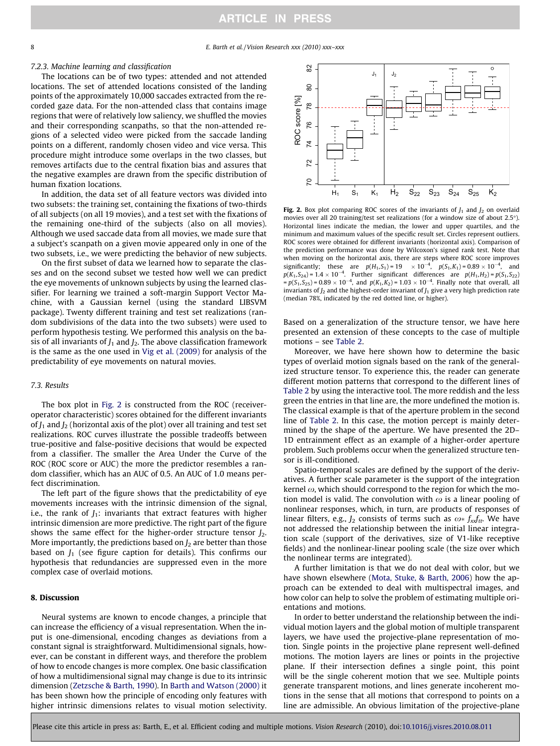#### 7.2.3. Machine learning and classification

The locations can be of two types: attended and not attended locations. The set of attended locations consisted of the landing points of the approximately 10,000 saccades extracted from the recorded gaze data. For the non-attended class that contains image regions that were of relatively low saliency, we shuffled the movies and their corresponding scanpaths, so that the non-attended regions of a selected video were picked from the saccade landing points on a different, randomly chosen video and vice versa. This procedure might introduce some overlaps in the two classes, but removes artifacts due to the central fixation bias and assures that the negative examples are drawn from the specific distribution of human fixation locations.

In addition, the data set of all feature vectors was divided into two subsets: the training set, containing the fixations of two-thirds of all subjects (on all 19 movies), and a test set with the fixations of the remaining one-third of the subjects (also on all movies). Although we used saccade data from all movies, we made sure that a subject's scanpath on a given movie appeared only in one of the two subsets, i.e., we were predicting the behavior of new subjects.

On the first subset of data we learned how to separate the classes and on the second subset we tested how well we can predict the eye movements of unknown subjects by using the learned classifier. For learning we trained a soft-margin Support Vector Machine, with a Gaussian kernel (using the standard LIBSVM package). Twenty different training and test set realizations (random subdivisions of the data into the two subsets) were used to perform hypothesis testing. We performed this analysis on the basis of all invariants of $J_1$ and $J_2$. The above classification framework is the same as the one used in Vig et al. (2009) for analysis of the predictability of eye movements on natural movies.

### 7.3. Results

The box plot in Fig. 2 is constructed from the ROC (receiver-operator characteristic) scores obtained for the different invariants of $J_1$ and $J_2$ (horizontal axis of the plot) over all training and test set realizations. ROC curves illustrate the possible tradeoffs between true-positive and false-positive decisions that would be expected from a classifier. The smaller the Area Under the Curve of the ROC (ROC score or AUC) the more the predictor resembles a random classifier, which has an AUC of 0.5. An AUC of 1.0 means perfect discrimination.

The left part of the figure shows that the predictability of eye movements increases with the intrinsic dimension of the signal, i.e., the rank of $J_1$: invariants that extract features with higher intrinsic dimension are more predictive. The right part of the figure shows the same effect for the higher-order structure tensor $J_2$. More importantly, the predictions based on $J_2$ are better than those based on $J_1$ (see figure caption for details). This confirms our hypothesis that redundancies are suppressed even in the more complex case of overlaid motions.

**Fig. 2.** Box plot comparing ROC scores of the invariants of $J_1$ and $J_2$ on overlaid movies over all 20 training/test set realizations (for a window size of about 2.5°). Horizontal lines indicate the median, the lower and upper quartiles, and the minimum and maximum values of the specific result set. Circles represent outliers. ROC scores were obtained for different invariants (horizontal axis). Comparison of the prediction performance was done by Wilcoxon's signed rank test. Note that when moving on the horizontal axis, there are steps where ROC score improves significantly; these are $p(H_1,S_1) = 19 \times 10^{-4}$, $p(S_1,K_1) = 0.89 \times 10^{-4}$, and $p(K_1,S_{24}) = 1.4 \times 10^{-4}$. Further significant differences are $p(H_1,H_2) = p(S_1,S_{22}) = p(S_1,S_{25}) = 0.89 \times 10^{-4}$, and $p(K_1,K_2) = 1.03 \times 10^{-4}$. Finally note that overall, all invariants of $J_2$ and the highest-order invariant of $J_1$ give a very high prediction rate (median 78%, indicated by the red dotted line, or higher).

## 8. Discussion

Neural systems are known to encode changes, a principle that can increase the efficiency of a visual representation. When the input is one-dimensional, encoding changes as deviations from a constant signal is straightforward. Multidimensional signals, however, can be constant in different ways, and therefore the problem of how to encode changes is more complex. One basic classification of how a multidimensional signal may change is due to its intrinsic dimension (Zetzsche & Barth, 1990). In Barth and Watson (2000) it has been shown how the principle of encoding only features with higher intrinsic dimensions relates to visual motion selectivity. Based on a generalization of the structure tensor, we have here presented an extension of these concepts to the case of multiple motions – see Table 2.

Moreover, we have here shown how to determine the basic types of overlaid motion signals based on the rank of the generalized structure tensor. To experience this, the reader can generate different motion patterns that correspond to the different lines of Table 2 by using the interactive tool. The more reddish and the less green the entries in that line are, the more undefined the motion is. The classical example is that of the aperture problem in the second line of Table 2. In this case, the motion percept is mainly determined by the shape of the aperture. We have presented the 2D–1D entrainment effect as an example of a higher-order aperture problem. Such problems occur when the generalized structure tensor is ill-conditioned.

Spatio-temporal scales are defined by the support of the derivatives. A further scale parameter is the support of the integration kernel $\omega$, which should correspond to the region for which the motion model is valid. The convolution with $\omega$ is a linear pooling of nonlinear responses, which, in turn, are products of responses of linear filters, e.g., $J_2$ consists of terms such as $\omega * f_{xx}f_{tt}$. We have not addressed the relationship between the initial linear integration scale (support of the derivatives, size of V1-like receptive fields) and the nonlinear-linear pooling scale (the size over which the nonlinear terms are integrated).

A further limitation is that we do not deal with color, but we have shown elsewhere (Mota, Stuke, & Barth, 2006) how the approach can be extended to deal with multispectral images, and how color can help to solve the problem of estimating multiple orientations and motions.

In order to better understand the relationship between the individual motion layers and the global motion of multiple transparent layers, we have used the projective-plane representation of motion. Single points in the projective plane represent well-defined motions. The motion layers are lines or points in the projective plane. If their intersection defines a single point, this point will be the single coherent motion that we see. Multiple points generate transparent motions, and lines generate incoherent motions in the sense that all motions that correspond to points on a line are admissible. An obvious limitation of the projective-plane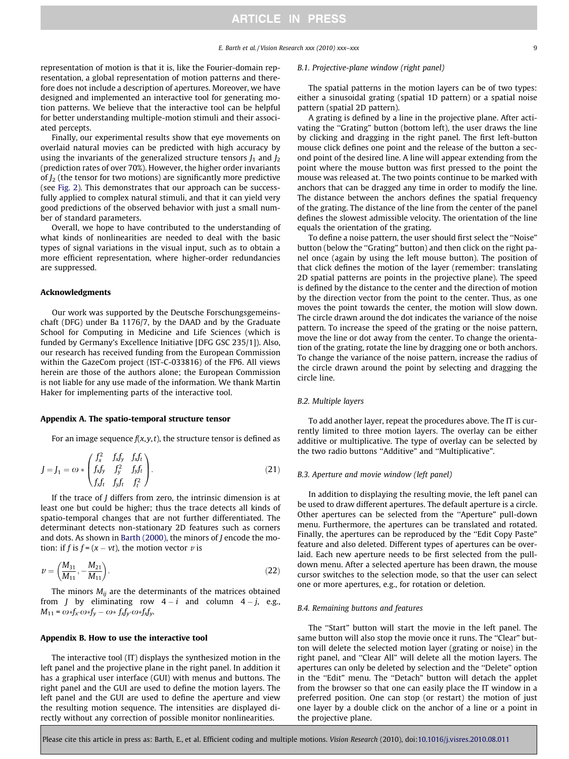representation of motion is that it is, like the Fourier-domain representation, a global representation of motion patterns and therefore does not include a description of apertures. Moreover, we have designed and implemented an interactive tool for generating motion patterns. We believe that the interactive tool can be helpful for better understanding multiple-motion stimuli and their associated percepts.

Finally, our experimental results show that eye movements on overlaid natural movies can be predicted with high accuracy by using the invariants of the generalized structure tensors $J_1$ and $J_2$ (prediction rates of over 70%). However, the higher order invariants of $J_2$ (the tensor for two motions) are significantly more predictive (see Fig. 2). This demonstrates that our approach can be successfully applied to complex natural stimuli, and that it can yield very good predictions of the observed behavior with just a small number of standard parameters.

Overall, we hope to have contributed to the understanding of what kinds of nonlinearities are needed to deal with the basic types of signal variations in the visual input, such as to obtain a more efficient representation, where higher-order redundancies are suppressed.

## Acknowledgments

Our work was supported by the Deutsche Forschungsgemeinschaft (DFG) under Ba 1176/7, by the DAAD and by the Graduate School for Computing in Medicine and Life Sciences (which is funded by Germany's Excellence Initiative [DFG GSC 235/1]). Also, our research has received funding from the European Commission within the GazeCom project (IST-C-033816) of the FP6. All views herein are those of the authors alone; the European Commission is not liable for any use made of the information. We thank Martin Haker for implementing parts of the interactive tool.

## Appendix A. The spatio-temporal structure tensor

For an image sequence $f(x,y,t)$, the structure tensor is defined as

$$J = J_1 = \omega * \begin{pmatrix} f_x^2 & f_x f_y & f_x f_t \\ f_x f_y & f_y^2 & f_y f_t \\ f_x f_t & f_y f_t & f_t^2 \end{pmatrix}. \tag{21}$$

If the trace of $J$ differs from zero, the intrinsic dimension is at least one but could be higher; thus the trace detects all kinds of spatio-temporal changes that are not further differentiated. The determinant detects non-stationary 2D features such as corners and dots. As shown in Barth (2000), the minors of $J$ encode the motion: if $f$ is $f = (x - vt)$, the motion vector $v$ is

$$v = \left( \frac{M_{31}}{M_{11}}, -\frac{M_{21}}{M_{11}} \right). \tag{22}$$

The minors $M_{ij}$ are the determinants of the matrices obtained from $J$ by eliminating row $4-i$ and column $4-j$, e.g., $M_{11} = \omega * f_x \cdot \omega * f_y - \omega * f_x f_y \cdot \omega * f_x f_y$.

## Appendix B. How to use the interactive tool

The interactive tool (IT) displays the synthesized motion in the left panel and the projective plane in the right panel. In addition it has a graphical user interface (GUI) with menus and buttons. The right panel and the GUI are used to define the motion layers. The left panel and the GUI are used to define the aperture and view the resulting motion sequence. The intensities are displayed directly without any correction of possible monitor nonlinearities.

### B.1. Projective-plane window (right panel)

The spatial patterns in the motion layers can be of two types: either a sinusoidal grating (spatial 1D pattern) or a spatial noise pattern (spatial 2D pattern).

A grating is defined by a line in the projective plane. After activating the "Grating" button (bottom left), the user draws the line by clicking and dragging in the right panel. The first left-button mouse click defines one point and the release of the button a second point of the desired line. A line will appear extending from the point where the mouse button was first pressed to the point the mouse was released at. The two points continue to be marked with anchors that can be dragged any time in order to modify the line. The distance between the anchors defines the spatial frequency of the grating. The distance of the line from the center of the panel defines the slowest admissible velocity. The orientation of the line equals the orientation of the grating.

To define a noise pattern, the user should first select the "Noise" button (below the "Grating" button) and then click on the right panel once (again by using the left mouse button). The position of that click defines the motion of the layer (remember: translating 2D spatial patterns are points in the projective plane). The speed is defined by the distance to the center and the direction of motion by the direction vector from the point to the center. Thus, as one moves the point towards the center, the motion will slow down. The circle drawn around the dot indicates the variance of the noise pattern. To increase the speed of the grating or the noise pattern, move the line or dot away from the center. To change the orientation of the grating, rotate the line by dragging one or both anchors. To change the variance of the noise pattern, increase the radius of the circle drawn around the point by selecting and dragging the circle line.

### B.2. Multiple layers

To add another layer, repeat the procedures above. The IT is currently limited to three motion layers. The overlay can be either additive or multiplicative. The type of overlay can be selected by the two radio buttons "Additive" and "Multiplicative".

### B.3. Aperture and movie window (left panel)

In addition to displaying the resulting movie, the left panel can be used to draw different apertures. The default aperture is a circle. Other apertures can be selected from the "Aperture" pull-down menu. Furthermore, the apertures can be translated and rotated. Finally, the apertures can be reproduced by the "Edit Copy Paste" feature and also deleted. Different types of apertures can be overlaid. Each new aperture needs to be first selected from the pull-down menu. After a selected aperture has been drawn, the mouse cursor switches to the selection mode, so that the user can select one or more apertures, e.g., for rotation or deletion.

### B.4. Remaining buttons and features

The "Start" button will start the movie in the left panel. The same button will also stop the movie once it runs. The "Clear" button will delete the selected motion layer (grating or noise) in the right panel, and "Clear All" will delete all the motion layers. The apertures can only be deleted by selection and the "Delete" option in the "Edit" menu. The "Detach" button will detach the applet from the browser so that one can easily place the IT window in a preferred position. One can stop (or restart) the motion of just one layer by a double click on the anchor of a line or a point in the projective plane.

Please cite this article in press as: Barth, E., et al. Efficient coding and multiple motions. *Vision Research* (2010), doi:10.1016/j.visres.2010.08.011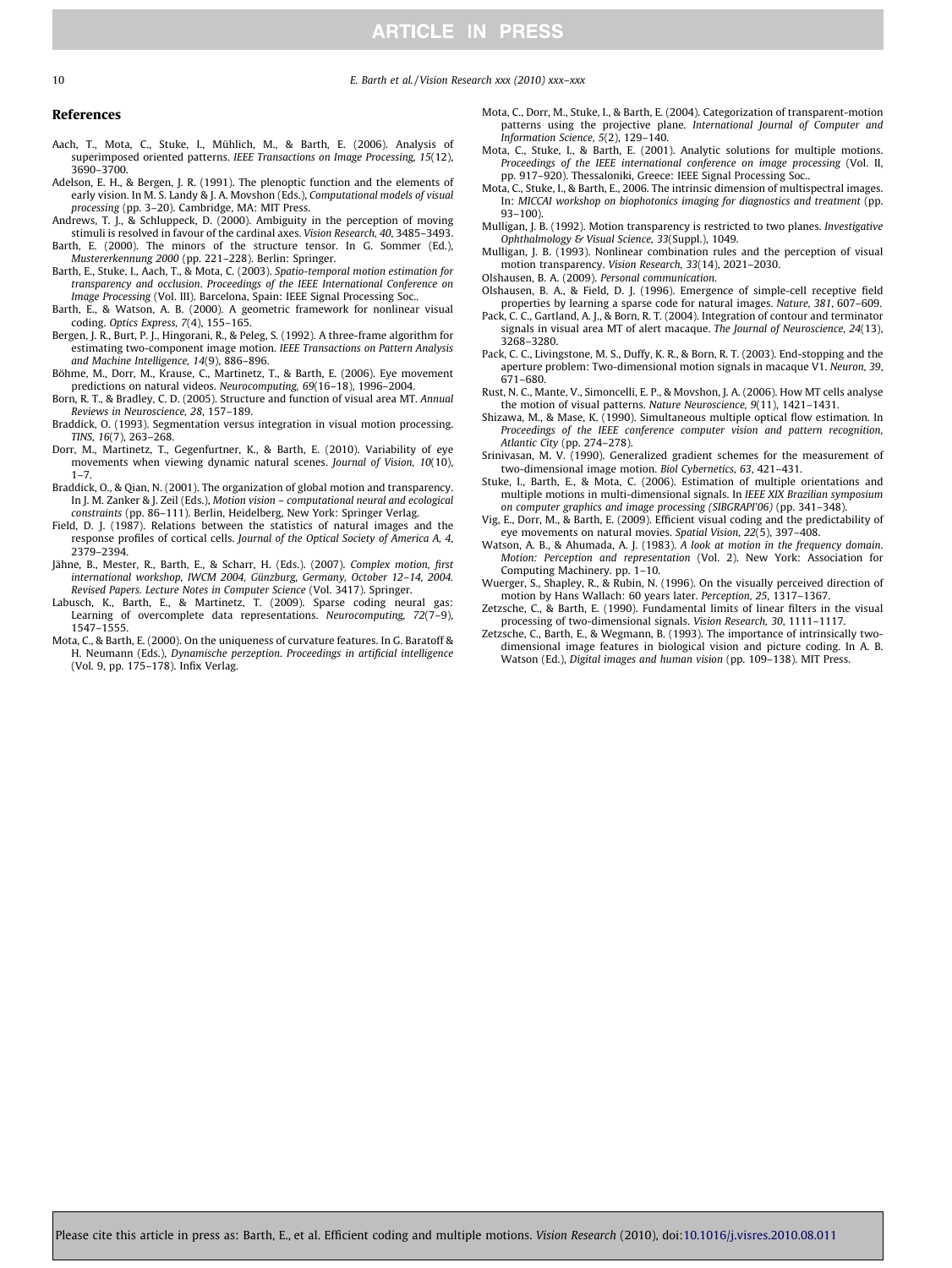## References

Aach, T., Mota, C., Stuke, I., Mühlich, M., & Barth, E. (2006). Analysis of superimposed oriented patterns. *IEEE Transactions on Image Processing, 15*(12), 3690–3700.

Adelson, E. H., & Bergen, J. R. (1991). The plenoptic function and the elements of early vision. In M. S. Landy & J. A. Movshon (Eds.), *Computational models of visual processing* (pp. 3–20). Cambridge, MA: MIT Press.

Andrews, T. J., & Schluppeck, D. (2000). Ambiguity in the perception of moving stimuli is resolved in favour of the cardinal axes. *Vision Research, 40*, 3485–3493.

Barth, E. (2000). The minors of the structure tensor. In G. Sommer (Ed.), *Mustererkennung 2000* (pp. 221–228). Berlin: Springer.

Barth, E., Stuke, I., Aach, T., & Mota, C. (2003). *Spatio-temporal motion estimation for transparency and occlusion*. *Proceedings of the IEEE International Conference on Image Processing* (Vol. III). Barcelona, Spain: IEEE Signal Processing Soc..

Barth, E., & Watson, A. B. (2000). A geometric framework for nonlinear visual coding. *Optics Express, 7*(4), 155–165.

Bergen, J. R., Burt, P. J., Hingorani, R., & Peleg, S. (1992). A three-frame algorithm for estimating two-component image motion. *IEEE Transactions on Pattern Analysis and Machine Intelligence, 14*(9), 886–896.

Böhme, M., Dorr, M., Krause, C., Martinetz, T., & Barth, E. (2006). Eye movement predictions on natural videos. *Neurocomputing, 69*(16–18), 1996–2004.

Born, R. T., & Bradley, C. D. (2005). Structure and function of visual area MT. *Annual Reviews in Neuroscience, 28*, 157–189.

Braddick, O. (1993). Segmentation versus integration in visual motion processing. *TINS, 16*(7), 263–268.

Dorr, M., Martinetz, T., Gegenfurtner, K., & Barth, E. (2010). Variability of eye movements when viewing dynamic natural scenes. *Journal of Vision, 10*(10), 1–7.

Braddick, O., & Qian, N. (2001). The organization of global motion and transparency. In J. M. Zanker & J. Zeil (Eds.), *Motion vision – computational neural and ecological constraints* (pp. 86–111). Berlin, Heidelberg, New York: Springer Verlag.

Field, D. J. (1987). Relations between the statistics of natural images and the response profiles of cortical cells. *Journal of the Optical Society of America A, 4*, 2379–2394.

Jähne, B., Mester, R., Barth, E., & Scharr, H. (Eds.). (2007). *Complex motion, first international workshop, IWCM 2004, Günzburg, Germany, October 12–14, 2004. Revised Papers. Lecture Notes in Computer Science* (Vol. 3417). Springer.

Labusch, K., Barth, E., & Martinetz, T. (2009). Sparse coding neural gas: Learning of overcomplete data representations. *Neurocomputing, 72*(7–9), 1547–1555.

Mota, C., & Barth, E. (2000). On the uniqueness of curvature features. In G. Baratoff & H. Neumann (Eds.), *Dynamische perzeption. Proceedings in artificial intelligence* (Vol. 9, pp. 175–178). Infix Verlag.

Mota, C., Dorr, M., Stuke, I., & Barth, E. (2004). Categorization of transparent-motion patterns using the projective plane. *International Journal of Computer and Information Science, 5*(2), 129–140.

Mota, C., Stuke, I., & Barth, E. (2001). Analytic solutions for multiple motions. *Proceedings of the IEEE international conference on image processing* (Vol. II, pp. 917–920). Thessaloniki, Greece: IEEE Signal Processing Soc..

Mota, C., Stuke, I., & Barth, E., 2006. The intrinsic dimension of multispectral images. In: *MICCAI workshop on biophotonics imaging for diagnostics and treatment* (pp. 93–100).

Mulligan, J. B. (1992). Motion transparency is restricted to two planes. *Investigative Ophthalmology & Visual Science, 33*(Suppl.), 1049.

Mulligan, J. B. (1993). Nonlinear combination rules and the perception of visual motion transparency. *Vision Research, 33*(14), 2021–2030.

Olshausen, B. A. (2009). *Personal communication*.

Olshausen, B. A., & Field, D. J. (1996). Emergence of simple-cell receptive field properties by learning a sparse code for natural images. *Nature, 381*, 607–609.

Pack, C. C., Gartland, A. J., & Born, R. T. (2004). Integration of contour and terminator signals in visual area MT of alert macaque. *The Journal of Neuroscience, 24*(13), 3268–3280.

Pack, C. C., Livingstone, M. S., Duffy, K. R., & Born, R. T. (2003). End-stopping and the aperture problem: Two-dimensional motion signals in macaque V1. *Neuron, 39*, 671–680.

Rust, N. C., Mante, V., Simoncelli, E. P., & Movshon, J. A. (2006). How MT cells analyse the motion of visual patterns. *Nature Neuroscience, 9*(11), 1421–1431.

Shizawa, M., & Mase, K. (1990). Simultaneous multiple optical flow estimation. In *Proceedings of the IEEE conference computer vision and pattern recognition, Atlantic City* (pp. 274–278).

Srinivasan, M. V. (1990). Generalized gradient schemes for the measurement of two-dimensional image motion. *Biol Cybernetics, 63*, 421–431.

Stuke, I., Barth, E., & Mota, C. (2006). Estimation of multiple orientations and multiple motions in multi-dimensional signals. In *IEEE XIX Brazilian symposium on computer graphics and image processing (SIBGRAPI'06)* (pp. 341–348).

Vig, E., Dorr, M., & Barth, E. (2009). Efficient visual coding and the predictability of eye movements on natural movies. *Spatial Vision, 22*(5), 397–408.

Watson, A. B., & Ahumada, A. J. (1983). *A look at motion in the frequency domain. Motion: Perception and representation* (Vol. 2). New York: Association for Computing Machinery. pp. 1–10.

Wuerger, S., Shapley, R., & Rubin, N. (1996). On the visually perceived direction of motion by Hans Wallach: 60 years later. *Perception, 25*, 1317–1367.

Zetzsche, C., & Barth, E. (1990). Fundamental limits of linear filters in the visual processing of two-dimensional signals. *Vision Research, 30*, 1111–1117.

Zetzsche, C., Barth, E., & Wegmann, B. (1993). The importance of intrinsically two-dimensional image features in biological vision and picture coding. In A. B. Watson (Ed.), *Digital images and human vision* (pp. 109–138). MIT Press.

Please cite this article in press as: Barth, E., et al. Efficient coding and multiple motions. *Vision Research* (2010), doi:10.1016/j.visres.2010.08.011